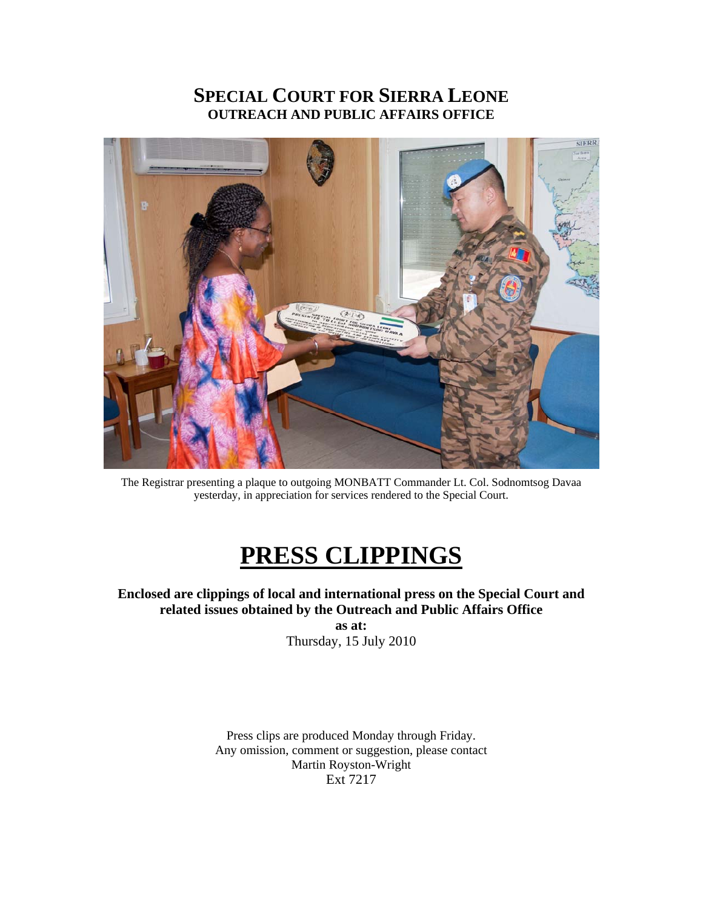# SPECIAL COURT FOR SIERRA LEONE
## OUTREACH AND PUBLIC AFFAIRS OFFICE

The Registrar presenting a plaque to outgoing MONBATT Commander Lt. Col. Sodnomtsog Davaa yesterday, in appreciation for services rendered to the Special Court.

# PRESS CLIPPINGS

**Enclosed are clippings of local and international press on the Special Court and related issues obtained by the Outreach and Public Affairs Office**

**as at:**

Thursday, 15 July 2010

Press clips are produced Monday through Friday.
Any omission, comment or suggestion, please contact
Martin Royston-Wright
Ext 7217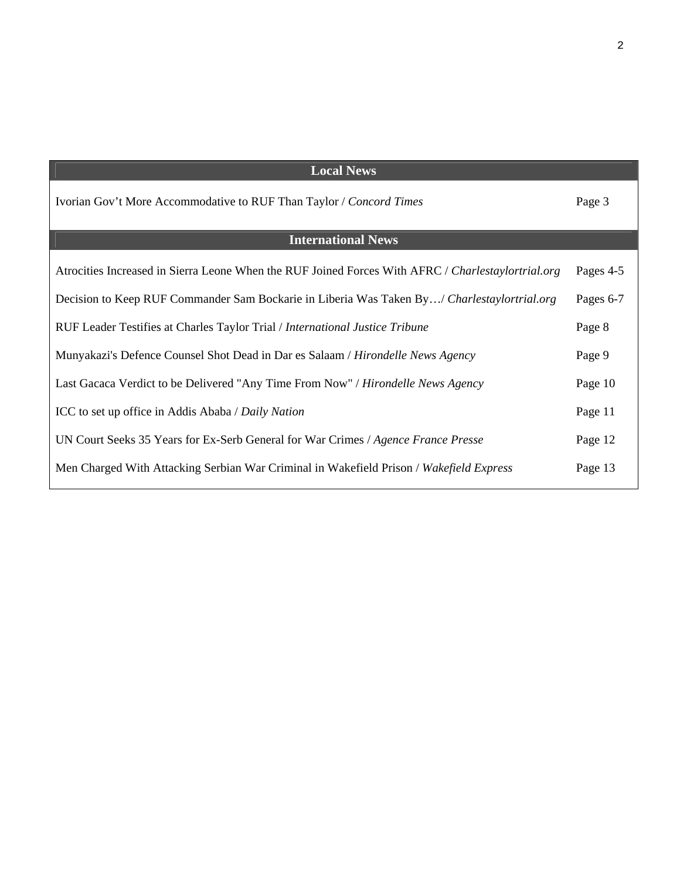| Local News | |
|---|---|
| Ivorian Gov't More Accommodative to RUF Than Taylor / *Concord Times* | Page 3 |
| **International News** | |
| Atrocities Increased in Sierra Leone When the RUF Joined Forces With AFRC / *Charlestaylortrial.org* | Pages 4-5 |
| Decision to Keep RUF Commander Sam Bockarie in Liberia Was Taken By…/ *Charlestaylortrial.org* | Pages 6-7 |
| RUF Leader Testifies at Charles Taylor Trial / *International Justice Tribune* | Page 8 |
| Munyakazi's Defence Counsel Shot Dead in Dar es Salaam / *Hirondelle News Agency* | Page 9 |
| Last Gacaca Verdict to be Delivered "Any Time From Now" / *Hirondelle News Agency* | Page 10 |
| ICC to set up office in Addis Ababa / *Daily Nation* | Page 11 |
| UN Court Seeks 35 Years for Ex-Serb General for War Crimes / *Agence France Presse* | Page 12 |
| Men Charged With Attacking Serbian War Criminal in Wakefield Prison / *Wakefield Express* | Page 13 |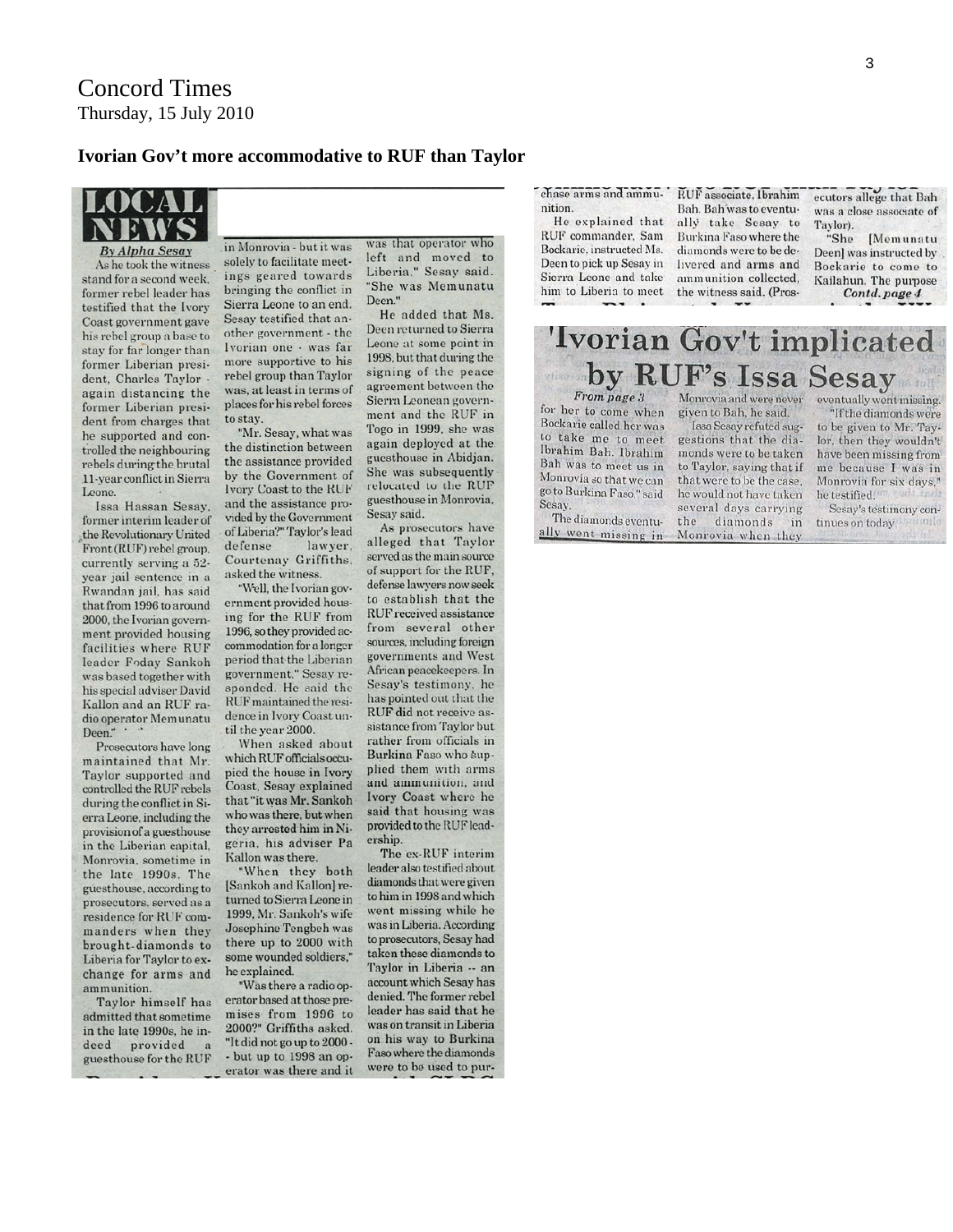# Concord Times

Thursday, 15 July 2010

## Ivorian Gov't more accommodative to RUF than Taylor

LOCAL NEWS

*By Alpha Sesay*

As he took the witness stand for a second week, former rebel leader has testified that the Ivory Coast government gave his rebel group a base to stay for far longer than former Liberian president, Charles Taylor - again distancing the former Liberian president from charges that he supported and controlled the neighbouring rebels during the brutal 11-year conflict in Sierra Leone.

Issa Hassan Sesay, former interim leader of the Revolutionary United Front (RUF) rebel group, currently serving a 52-year jail sentence in a Rwandan jail, has said that from 1996 to around 2000, the Ivorian government provided housing facilities where RUF leader Foday Sankoh was based together with his special adviser David Kallon and an RUF radio operator Memunatu Deen."

Prosecutors have long maintained that Mr. Taylor supported and controlled the RUF rebels during the conflict in Sierra Leone, including the provision of a guesthouse in the Liberian capital, Monrovia, sometime in the late 1990s. The guesthouse, according to prosecutors, served as a residence for RUF commanders when they brought diamonds to Liberia for Taylor to exchange for arms and ammunition.

Taylor himself has admitted that sometime in the late 1990s, he indeed provided a guesthouse for the RUF in Monrovia - but it was solely to facilitate meetings geared towards bringing the conflict in Sierra Leone to an end.

Sesay testified that another government - the Ivorian one - was far more supportive to his rebel group than Taylor was, at least in terms of places for his rebel forces to stay.

"Mr. Sesay, what was the distinction between the assistance provided by the Government of Ivory Coast to the RUF and the assistance provided by the Government of Liberia?" Taylor's lead defense lawyer, Courtenay Griffiths, asked the witness.

"Well, the Ivorian government provided housing for the RUF from 1996, so they provided accommodation for a longer period that the Liberian government," Sesay responded. He said the RUF maintained the residence in Ivory Coast until the year 2000.

When asked about which RUF officials occupied the house in Ivory Coast, Sesay explained that "it was Mr. Sankoh who was there, but when they arrested him in Nigeria, his adviser Pa Kallon was there.

"When they both [Sankoh and Kallon] returned to Sierra Leone in 1999, Mr. Sankoh's wife Josephine Tengbeh was there up to 2000 with some wounded soldiers," he explained.

"Was there a radio operator based at those premises from 1996 to 2000?" Griffiths asked. "It did not go up to 2000 - but up to 1998 an operator was there and it was that operator who left and moved to Liberia," Sesay said. "She was Memunatu Deen."

He added that Ms. Deen returned to Sierra Leone at some point in 1998, but that during the signing of the peace agreement between the Sierra Leonean government and the RUF in Togo in 1999, she was again deployed at the guesthouse in Abidjan. She was subsequently relocated to the RUF guesthouse in Monrovia, Sesay said.

As prosecutors have alleged that Taylor served as the main source of support for the RUF, defense lawyers now seek to establish that the RUF received assistance from several other sources, including foreign governments and West African peacekeepers. In Sesay's testimony, he has pointed out that the RUF did not receive assistance from Taylor but rather from officials in Burkina Faso who supplied them with arms and ammunition, and Ivory Coast where he said that housing was provided to the RUF leadership.

The ex-RUF interim leader also testified about diamonds that were given to him in 1998 and which went missing while he was in Liberia. According to prosecutors, Sesay had taken these diamonds to Taylor in Liberia -- an account which Sesay has denied. The former rebel leader has said that he was on transit in Liberia on his way to Burkina Faso where the diamonds were to be used to purchase arms and ammunition.

He explained that RUF commander, Sam Bockarie, instructed Ms. Deen to pick up Sesay in Sierra Leone and take him to Liberia to meet RUF associate, Ibrahim Bah. Bah was to eventually take Sesay to Burkina Faso where the diamonds were to be delivered and arms and ammunition collected, the witness said. (Prosecutors allege that Bah was a close associate of Taylor).

"She [Memunatu Deen] was instructed by Bockarie to come to Kailahun. The purpose

*Contd. page 4*

## 'Ivorian Gov't implicated by RUF's Issa Sesay

*From page 3*

for her to come when Bockarie called her was to take me to meet Ibrahim Bah. Ibrahim Bah was to meet us in Monrovia so that we can go to Burkina Faso," said Sesay.

The diamonds eventually went missing in Monrovia and were never given to Bah, he said.

Issa Sesay refuted suggestions that the diamonds were to be taken to Taylor, saying that if that were to be the case, he would not have taken several days carrying the diamonds in Monrovia when they eventually went missing.

"If the diamonds were to be given to Mr. Taylor, then they wouldn't have been missing from me because I was in Monrovia for six days," he testified.

Sesay's testimony continues on today.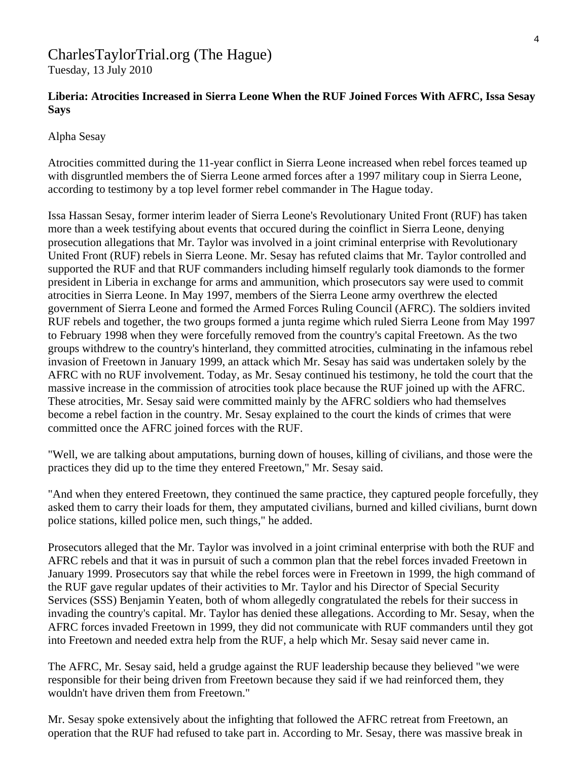CharlesTaylorTrial.org (The Hague)
Tuesday, 13 July 2010

**Liberia: Atrocities Increased in Sierra Leone When the RUF Joined Forces With AFRC, Issa Sesay Says**

Alpha Sesay

Atrocities committed during the 11-year conflict in Sierra Leone increased when rebel forces teamed up with disgruntled members the of Sierra Leone armed forces after a 1997 military coup in Sierra Leone, according to testimony by a top level former rebel commander in The Hague today.

Issa Hassan Sesay, former interim leader of Sierra Leone's Revolutionary United Front (RUF) has taken more than a week testifying about events that occured during the coinflict in Sierra Leone, denying prosecution allegations that Mr. Taylor was involved in a joint criminal enterprise with Revolutionary United Front (RUF) rebels in Sierra Leone. Mr. Sesay has refuted claims that Mr. Taylor controlled and supported the RUF and that RUF commanders including himself regularly took diamonds to the former president in Liberia in exchange for arms and ammunition, which prosecutors say were used to commit atrocities in Sierra Leone. In May 1997, members of the Sierra Leone army overthrew the elected government of Sierra Leone and formed the Armed Forces Ruling Council (AFRC). The soldiers invited RUF rebels and together, the two groups formed a junta regime which ruled Sierra Leone from May 1997 to February 1998 when they were forcefully removed from the country's capital Freetown. As the two groups withdrew to the country's hinterland, they committed atrocities, culminating in the infamous rebel invasion of Freetown in January 1999, an attack which Mr. Sesay has said was undertaken solely by the AFRC with no RUF involvement. Today, as Mr. Sesay continued his testimony, he told the court that the massive increase in the commission of atrocities took place because the RUF joined up with the AFRC. These atrocities, Mr. Sesay said were committed mainly by the AFRC soldiers who had themselves become a rebel faction in the country. Mr. Sesay explained to the court the kinds of crimes that were committed once the AFRC joined forces with the RUF.

"Well, we are talking about amputations, burning down of houses, killing of civilians, and those were the practices they did up to the time they entered Freetown," Mr. Sesay said.

"And when they entered Freetown, they continued the same practice, they captured people forcefully, they asked them to carry their loads for them, they amputated civilians, burned and killed civilians, burnt down police stations, killed police men, such things," he added.

Prosecutors alleged that the Mr. Taylor was involved in a joint criminal enterprise with both the RUF and AFRC rebels and that it was in pursuit of such a common plan that the rebel forces invaded Freetown in January 1999. Prosecutors say that while the rebel forces were in Freetown in 1999, the high command of the RUF gave regular updates of their activities to Mr. Taylor and his Director of Special Security Services (SSS) Benjamin Yeaten, both of whom allegedly congratulated the rebels for their success in invading the country's capital. Mr. Taylor has denied these allegations. According to Mr. Sesay, when the AFRC forces invaded Freetown in 1999, they did not communicate with RUF commanders until they got into Freetown and needed extra help from the RUF, a help which Mr. Sesay said never came in.

The AFRC, Mr. Sesay said, held a grudge against the RUF leadership because they believed "we were responsible for their being driven from Freetown because they said if we had reinforced them, they wouldn't have driven them from Freetown."

Mr. Sesay spoke extensively about the infighting that followed the AFRC retreat from Freetown, an operation that the RUF had refused to take part in. According to Mr. Sesay, there was massive break in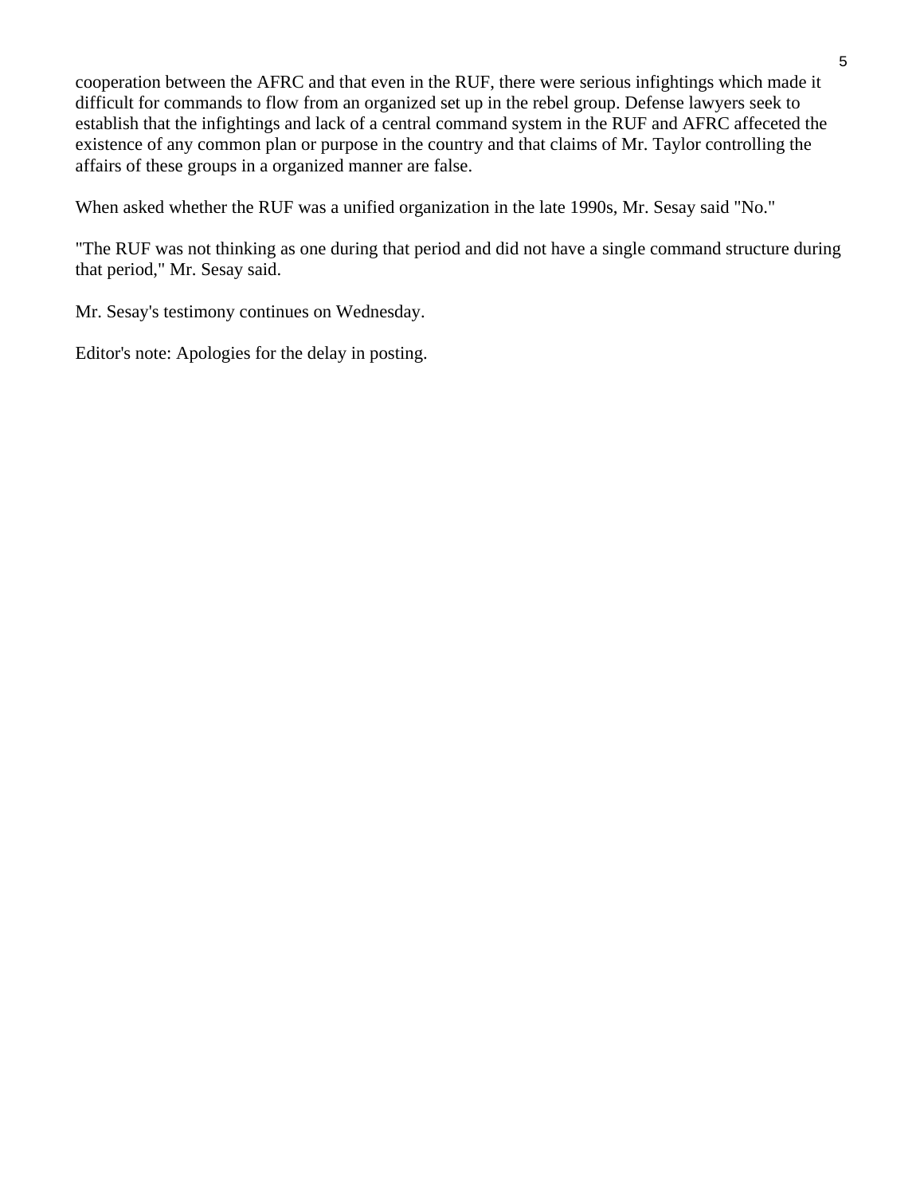cooperation between the AFRC and that even in the RUF, there were serious infightings which made it difficult for commands to flow from an organized set up in the rebel group. Defense lawyers seek to establish that the infightings and lack of a central command system in the RUF and AFRC affeceted the existence of any common plan or purpose in the country and that claims of Mr. Taylor controlling the affairs of these groups in a organized manner are false.

When asked whether the RUF was a unified organization in the late 1990s, Mr. Sesay said "No."

"The RUF was not thinking as one during that period and did not have a single command structure during that period," Mr. Sesay said.

Mr. Sesay's testimony continues on Wednesday.

Editor's note: Apologies for the delay in posting.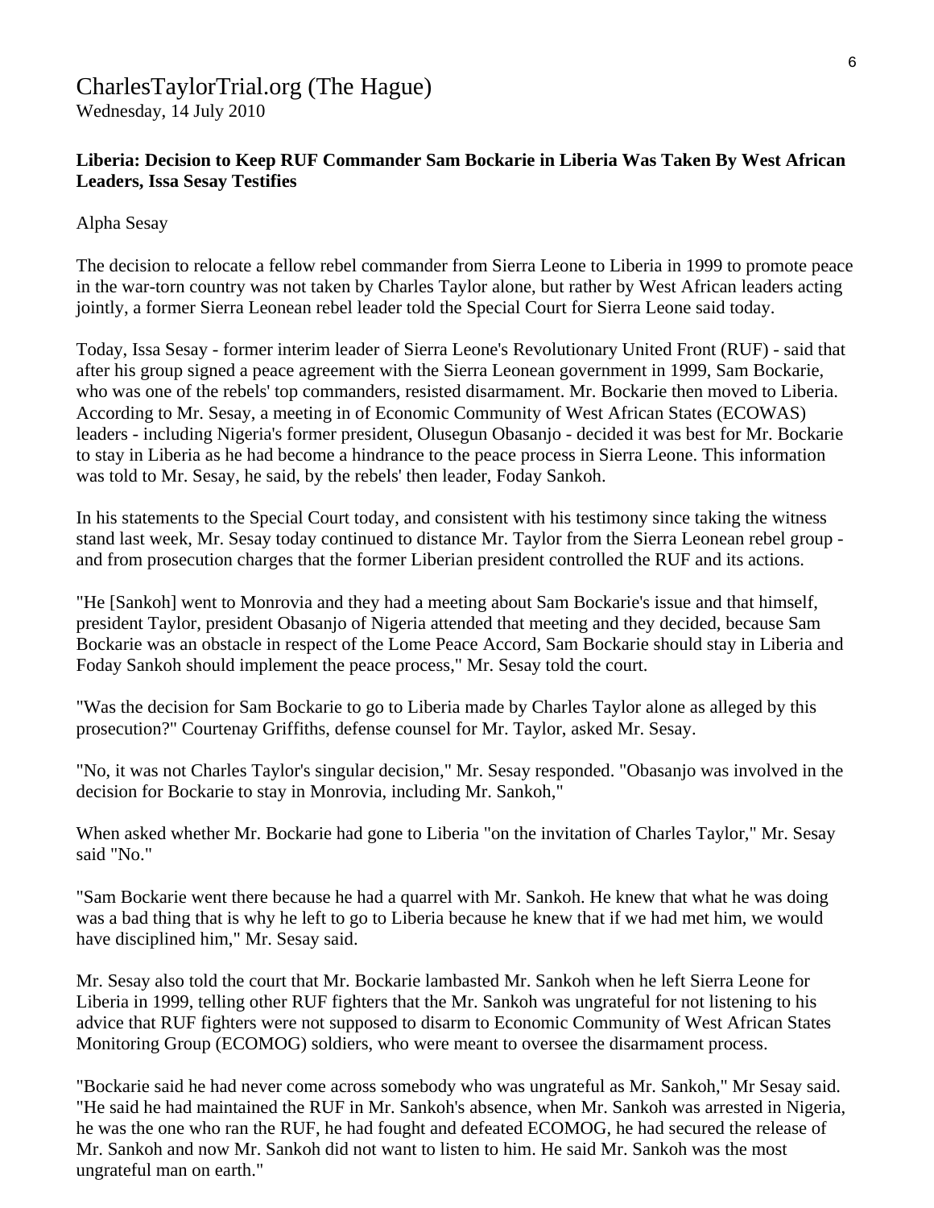CharlesTaylorTrial.org (The Hague)
Wednesday, 14 July 2010

**Liberia: Decision to Keep RUF Commander Sam Bockarie in Liberia Was Taken By West African Leaders, Issa Sesay Testifies**

Alpha Sesay

The decision to relocate a fellow rebel commander from Sierra Leone to Liberia in 1999 to promote peace in the war-torn country was not taken by Charles Taylor alone, but rather by West African leaders acting jointly, a former Sierra Leonean rebel leader told the Special Court for Sierra Leone said today.

Today, Issa Sesay - former interim leader of Sierra Leone's Revolutionary United Front (RUF) - said that after his group signed a peace agreement with the Sierra Leonean government in 1999, Sam Bockarie, who was one of the rebels' top commanders, resisted disarmament. Mr. Bockarie then moved to Liberia. According to Mr. Sesay, a meeting in of Economic Community of West African States (ECOWAS) leaders - including Nigeria's former president, Olusegun Obasanjo - decided it was best for Mr. Bockarie to stay in Liberia as he had become a hindrance to the peace process in Sierra Leone. This information was told to Mr. Sesay, he said, by the rebels' then leader, Foday Sankoh.

In his statements to the Special Court today, and consistent with his testimony since taking the witness stand last week, Mr. Sesay today continued to distance Mr. Taylor from the Sierra Leonean rebel group - and from prosecution charges that the former Liberian president controlled the RUF and its actions.

"He [Sankoh] went to Monrovia and they had a meeting about Sam Bockarie's issue and that himself, president Taylor, president Obasanjo of Nigeria attended that meeting and they decided, because Sam Bockarie was an obstacle in respect of the Lome Peace Accord, Sam Bockarie should stay in Liberia and Foday Sankoh should implement the peace process," Mr. Sesay told the court.

"Was the decision for Sam Bockarie to go to Liberia made by Charles Taylor alone as alleged by this prosecution?" Courtenay Griffiths, defense counsel for Mr. Taylor, asked Mr. Sesay.

"No, it was not Charles Taylor's singular decision," Mr. Sesay responded. "Obasanjo was involved in the decision for Bockarie to stay in Monrovia, including Mr. Sankoh,"

When asked whether Mr. Bockarie had gone to Liberia "on the invitation of Charles Taylor," Mr. Sesay said "No."

"Sam Bockarie went there because he had a quarrel with Mr. Sankoh. He knew that what he was doing was a bad thing that is why he left to go to Liberia because he knew that if we had met him, we would have disciplined him," Mr. Sesay said.

Mr. Sesay also told the court that Mr. Bockarie lambasted Mr. Sankoh when he left Sierra Leone for Liberia in 1999, telling other RUF fighters that the Mr. Sankoh was ungrateful for not listening to his advice that RUF fighters were not supposed to disarm to Economic Community of West African States Monitoring Group (ECOMOG) soldiers, who were meant to oversee the disarmament process.

"Bockarie said he had never come across somebody who was ungrateful as Mr. Sankoh," Mr Sesay said. "He said he had maintained the RUF in Mr. Sankoh's absence, when Mr. Sankoh was arrested in Nigeria, he was the one who ran the RUF, he had fought and defeated ECOMOG, he had secured the release of Mr. Sankoh and now Mr. Sankoh did not want to listen to him. He said Mr. Sankoh was the most ungrateful man on earth."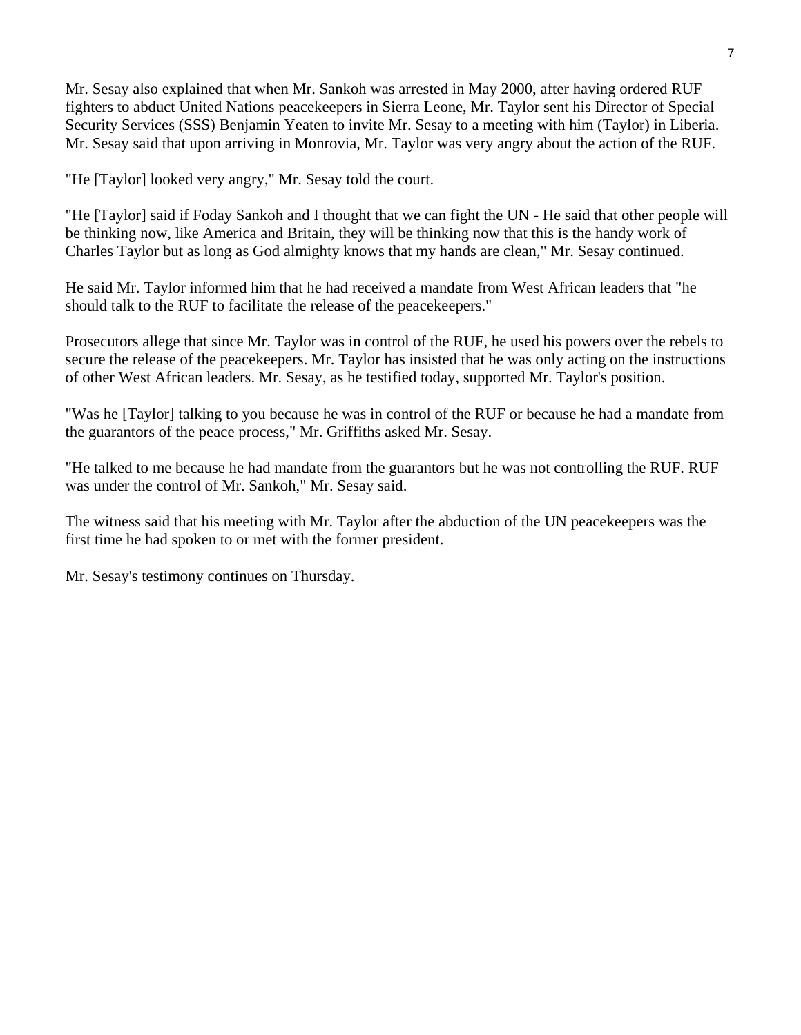Mr. Sesay also explained that when Mr. Sankoh was arrested in May 2000, after having ordered RUF fighters to abduct United Nations peacekeepers in Sierra Leone, Mr. Taylor sent his Director of Special Security Services (SSS) Benjamin Yeaten to invite Mr. Sesay to a meeting with him (Taylor) in Liberia. Mr. Sesay said that upon arriving in Monrovia, Mr. Taylor was very angry about the action of the RUF.

"He [Taylor] looked very angry," Mr. Sesay told the court.

"He [Taylor] said if Foday Sankoh and I thought that we can fight the UN - He said that other people will be thinking now, like America and Britain, they will be thinking now that this is the handy work of Charles Taylor but as long as God almighty knows that my hands are clean," Mr. Sesay continued.

He said Mr. Taylor informed him that he had received a mandate from West African leaders that "he should talk to the RUF to facilitate the release of the peacekeepers."

Prosecutors allege that since Mr. Taylor was in control of the RUF, he used his powers over the rebels to secure the release of the peacekeepers. Mr. Taylor has insisted that he was only acting on the instructions of other West African leaders. Mr. Sesay, as he testified today, supported Mr. Taylor's position.

"Was he [Taylor] talking to you because he was in control of the RUF or because he had a mandate from the guarantors of the peace process," Mr. Griffiths asked Mr. Sesay.

"He talked to me because he had mandate from the guarantors but he was not controlling the RUF. RUF was under the control of Mr. Sankoh," Mr. Sesay said.

The witness said that his meeting with Mr. Taylor after the abduction of the UN peacekeepers was the first time he had spoken to or met with the former president.

Mr. Sesay's testimony continues on Thursday.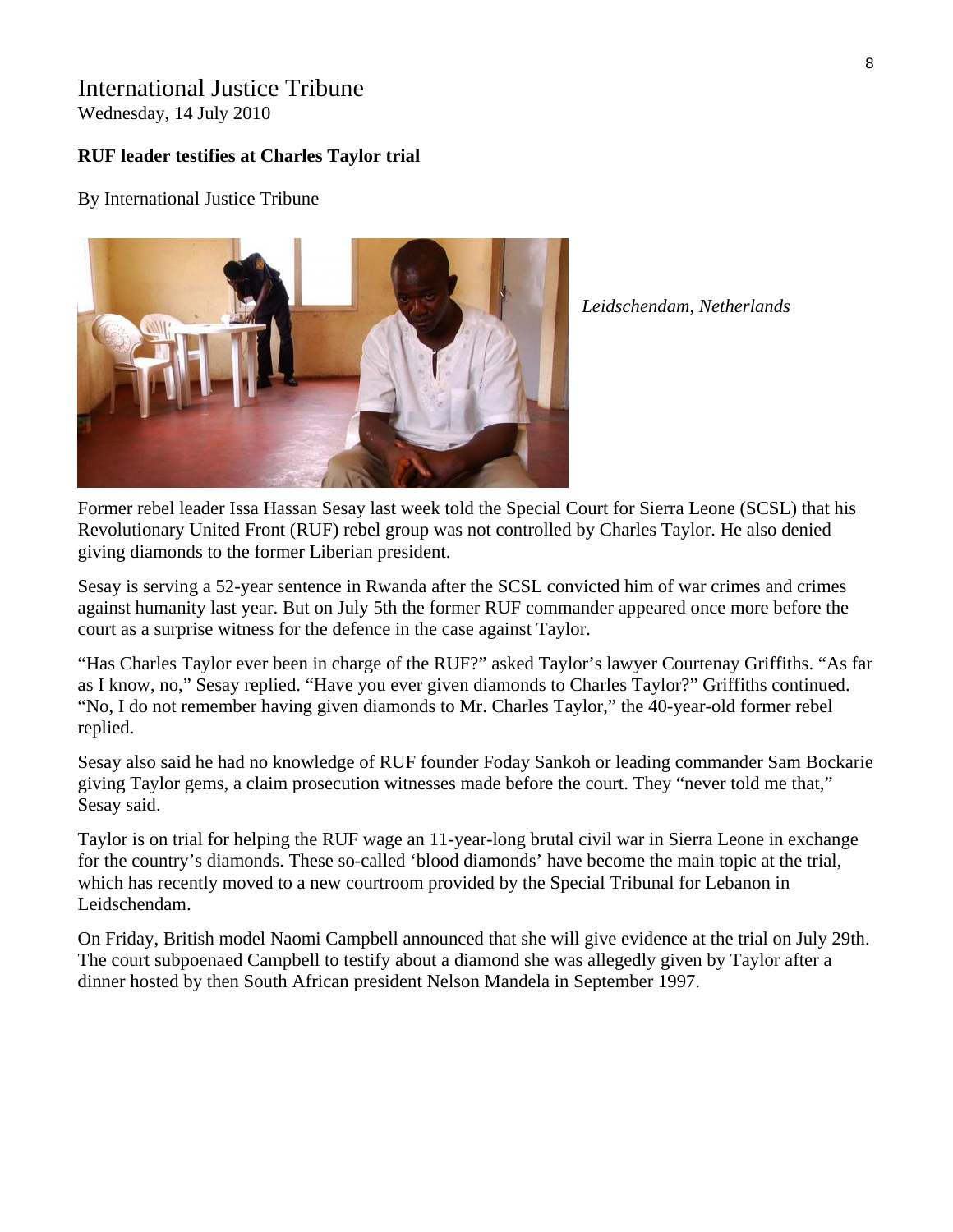# International Justice Tribune

Wednesday, 14 July 2010

**RUF leader testifies at Charles Taylor trial**

By International Justice Tribune

*Leidschendam, Netherlands*

Former rebel leader Issa Hassan Sesay last week told the Special Court for Sierra Leone (SCSL) that his Revolutionary United Front (RUF) rebel group was not controlled by Charles Taylor. He also denied giving diamonds to the former Liberian president.

Sesay is serving a 52-year sentence in Rwanda after the SCSL convicted him of war crimes and crimes against humanity last year. But on July 5th the former RUF commander appeared once more before the court as a surprise witness for the defence in the case against Taylor.

"Has Charles Taylor ever been in charge of the RUF?" asked Taylor's lawyer Courtenay Griffiths. "As far as I know, no," Sesay replied. "Have you ever given diamonds to Charles Taylor?" Griffiths continued. "No, I do not remember having given diamonds to Mr. Charles Taylor," the 40-year-old former rebel replied.

Sesay also said he had no knowledge of RUF founder Foday Sankoh or leading commander Sam Bockarie giving Taylor gems, a claim prosecution witnesses made before the court. They "never told me that," Sesay said.

Taylor is on trial for helping the RUF wage an 11-year-long brutal civil war in Sierra Leone in exchange for the country's diamonds. These so-called 'blood diamonds' have become the main topic at the trial, which has recently moved to a new courtroom provided by the Special Tribunal for Lebanon in Leidschendam.

On Friday, British model Naomi Campbell announced that she will give evidence at the trial on July 29th. The court subpoenaed Campbell to testify about a diamond she was allegedly given by Taylor after a dinner hosted by then South African president Nelson Mandela in September 1997.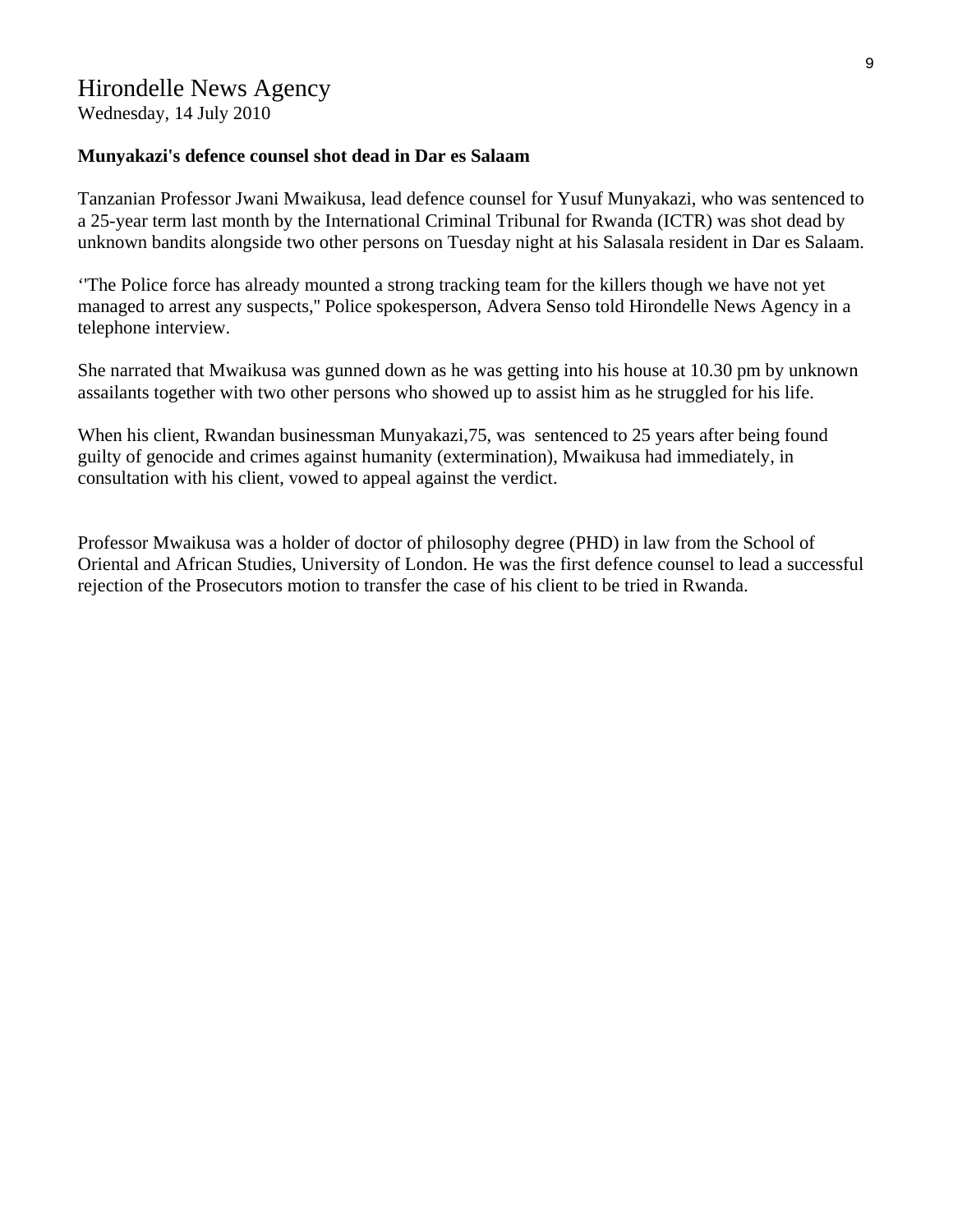# Hirondelle News Agency

Wednesday, 14 July 2010

**Munyakazi's defence counsel shot dead in Dar es Salaam**

Tanzanian Professor Jwani Mwaikusa, lead defence counsel for Yusuf Munyakazi, who was sentenced to a 25-year term last month by the International Criminal Tribunal for Rwanda (ICTR) was shot dead by unknown bandits alongside two other persons on Tuesday night at his Salasala resident in Dar es Salaam.

‘"The Police force has already mounted a strong tracking team for the killers though we have not yet managed to arrest any suspects," Police spokesperson, Advera Senso told Hirondelle News Agency in a telephone interview.

She narrated that Mwaikusa was gunned down as he was getting into his house at 10.30 pm by unknown assailants together with two other persons who showed up to assist him as he struggled for his life.

When his client, Rwandan businessman Munyakazi,75, was sentenced to 25 years after being found guilty of genocide and crimes against humanity (extermination), Mwaikusa had immediately, in consultation with his client, vowed to appeal against the verdict.

Professor Mwaikusa was a holder of doctor of philosophy degree (PHD) in law from the School of Oriental and African Studies, University of London. He was the first defence counsel to lead a successful rejection of the Prosecutors motion to transfer the case of his client to be tried in Rwanda.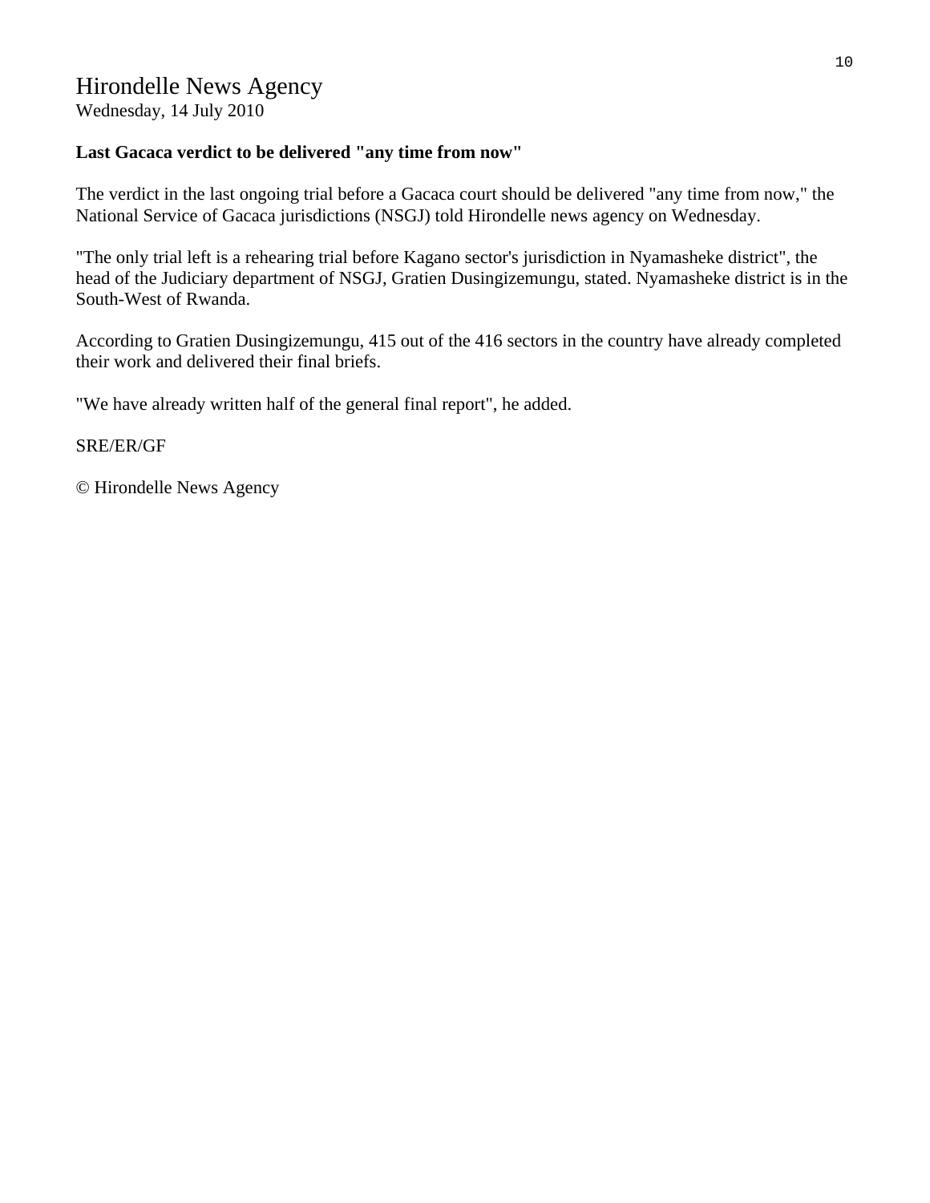# Hirondelle News Agency

Wednesday, 14 July 2010

**Last Gacaca verdict to be delivered "any time from now"**

The verdict in the last ongoing trial before a Gacaca court should be delivered "any time from now," the National Service of Gacaca jurisdictions (NSGJ) told Hirondelle news agency on Wednesday.

"The only trial left is a rehearing trial before Kagano sector's jurisdiction in Nyamasheke district", the head of the Judiciary department of NSGJ, Gratien Dusingizemungu, stated. Nyamasheke district is in the South-West of Rwanda.

According to Gratien Dusingizemungu, 415 out of the 416 sectors in the country have already completed their work and delivered their final briefs.

"We have already written half of the general final report", he added.

SRE/ER/GF

© Hirondelle News Agency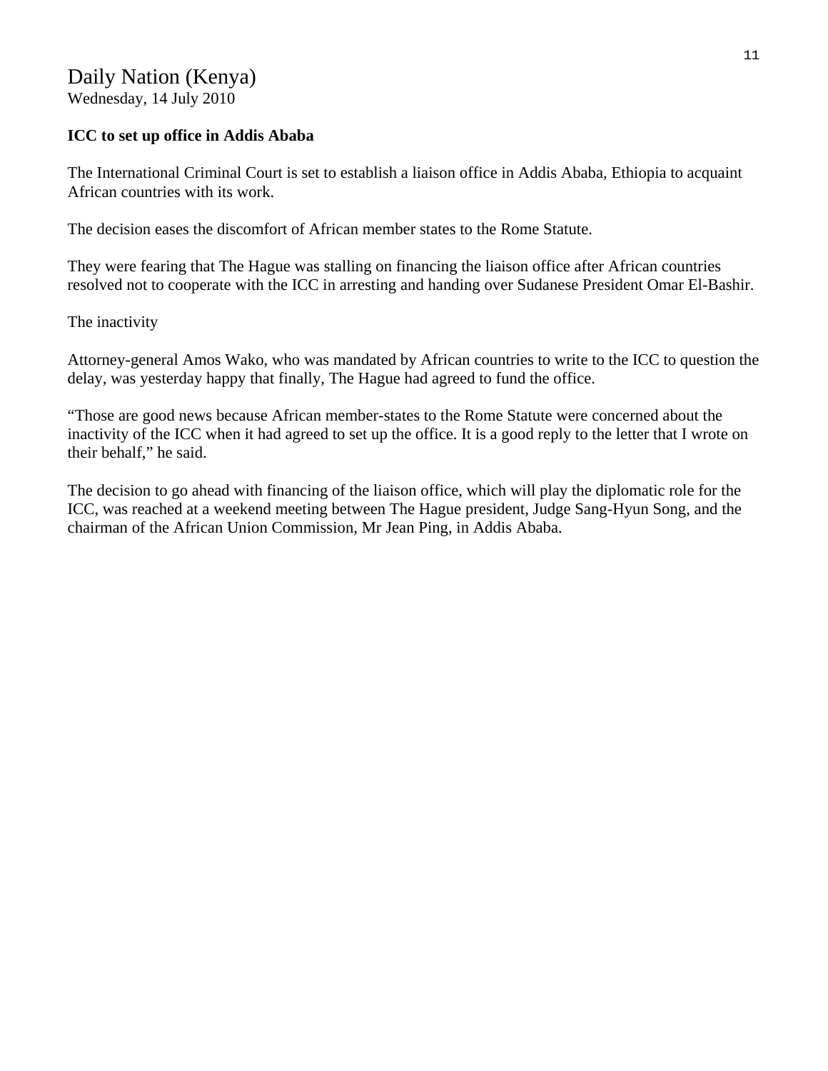# Daily Nation (Kenya)

Wednesday, 14 July 2010

**ICC to set up office in Addis Ababa**

The International Criminal Court is set to establish a liaison office in Addis Ababa, Ethiopia to acquaint African countries with its work.

The decision eases the discomfort of African member states to the Rome Statute.

They were fearing that The Hague was stalling on financing the liaison office after African countries resolved not to cooperate with the ICC in arresting and handing over Sudanese President Omar El-Bashir.

The inactivity

Attorney-general Amos Wako, who was mandated by African countries to write to the ICC to question the delay, was yesterday happy that finally, The Hague had agreed to fund the office.

“Those are good news because African member-states to the Rome Statute were concerned about the inactivity of the ICC when it had agreed to set up the office. It is a good reply to the letter that I wrote on their behalf,” he said.

The decision to go ahead with financing of the liaison office, which will play the diplomatic role for the ICC, was reached at a weekend meeting between The Hague president, Judge Sang-Hyun Song, and the chairman of the African Union Commission, Mr Jean Ping, in Addis Ababa.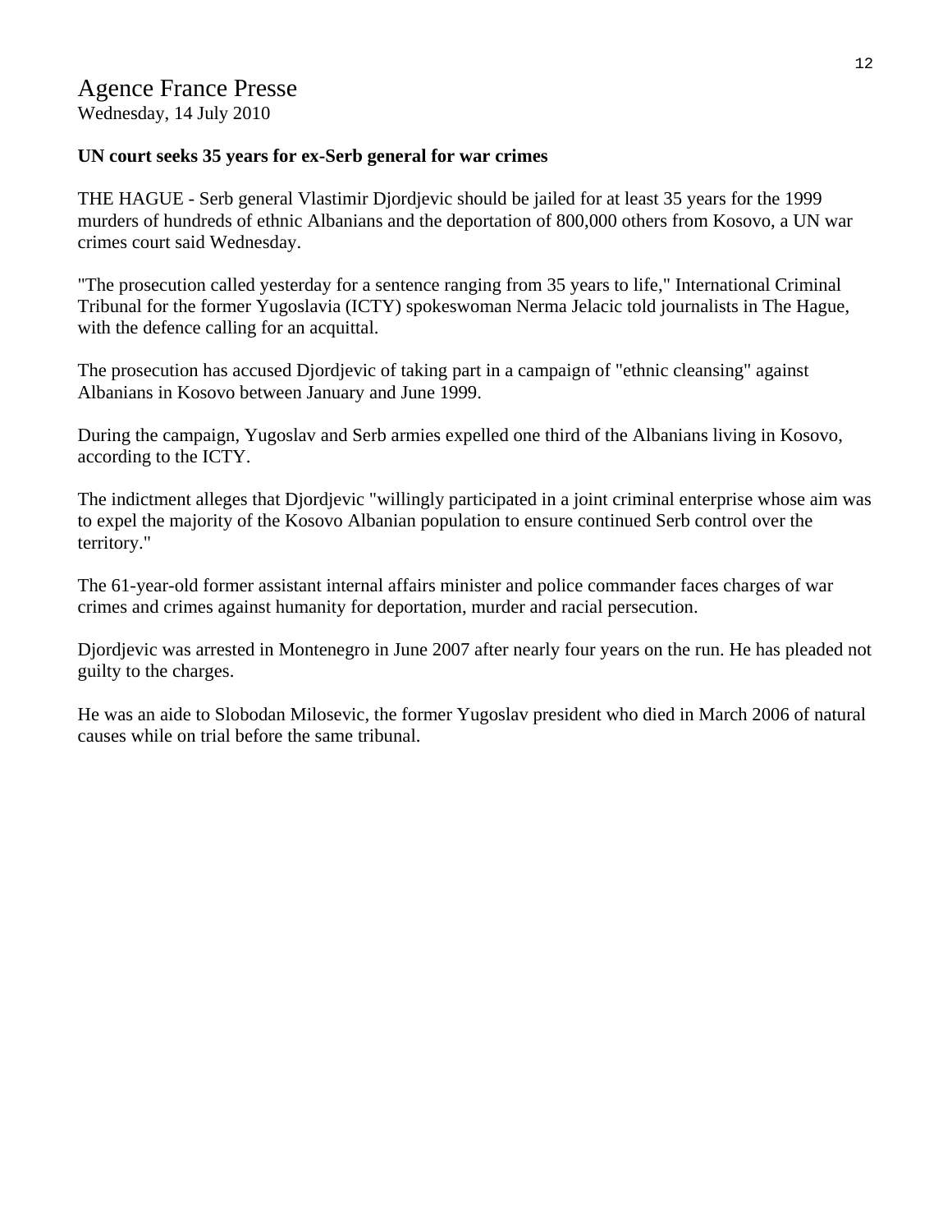# Agence France Presse

Wednesday, 14 July 2010

**UN court seeks 35 years for ex-Serb general for war crimes**

THE HAGUE - Serb general Vlastimir Djordjevic should be jailed for at least 35 years for the 1999 murders of hundreds of ethnic Albanians and the deportation of 800,000 others from Kosovo, a UN war crimes court said Wednesday.

"The prosecution called yesterday for a sentence ranging from 35 years to life," International Criminal Tribunal for the former Yugoslavia (ICTY) spokeswoman Nerma Jelacic told journalists in The Hague, with the defence calling for an acquittal.

The prosecution has accused Djordjevic of taking part in a campaign of "ethnic cleansing" against Albanians in Kosovo between January and June 1999.

During the campaign, Yugoslav and Serb armies expelled one third of the Albanians living in Kosovo, according to the ICTY.

The indictment alleges that Djordjevic "willingly participated in a joint criminal enterprise whose aim was to expel the majority of the Kosovo Albanian population to ensure continued Serb control over the territory."

The 61-year-old former assistant internal affairs minister and police commander faces charges of war crimes and crimes against humanity for deportation, murder and racial persecution.

Djordjevic was arrested in Montenegro in June 2007 after nearly four years on the run. He has pleaded not guilty to the charges.

He was an aide to Slobodan Milosevic, the former Yugoslav president who died in March 2006 of natural causes while on trial before the same tribunal.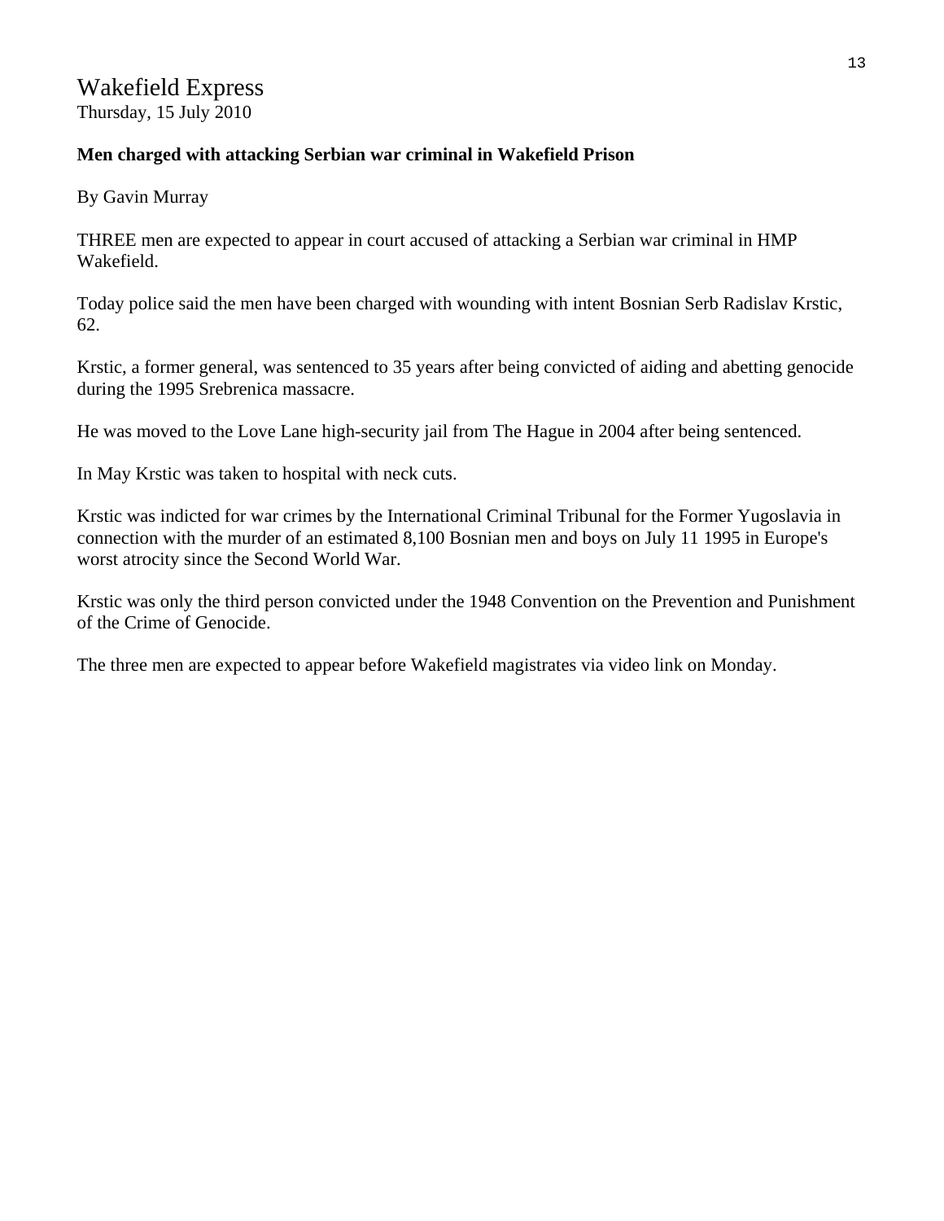Wakefield Express
Thursday, 15 July 2010

**Men charged with attacking Serbian war criminal in Wakefield Prison**

By Gavin Murray

THREE men are expected to appear in court accused of attacking a Serbian war criminal in HMP Wakefield.

Today police said the men have been charged with wounding with intent Bosnian Serb Radislav Krstic, 62.

Krstic, a former general, was sentenced to 35 years after being convicted of aiding and abetting genocide during the 1995 Srebrenica massacre.

He was moved to the Love Lane high-security jail from The Hague in 2004 after being sentenced.

In May Krstic was taken to hospital with neck cuts.

Krstic was indicted for war crimes by the International Criminal Tribunal for the Former Yugoslavia in connection with the murder of an estimated 8,100 Bosnian men and boys on July 11 1995 in Europe's worst atrocity since the Second World War.

Krstic was only the third person convicted under the 1948 Convention on the Prevention and Punishment of the Crime of Genocide.

The three men are expected to appear before Wakefield magistrates via video link on Monday.